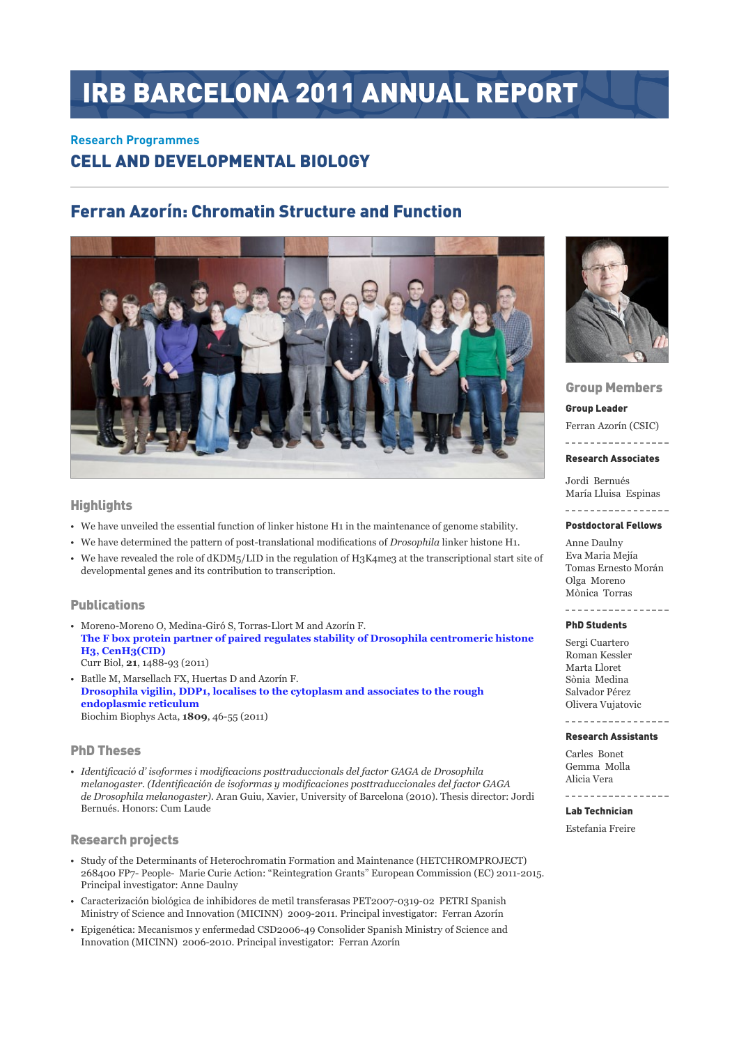# IRB BARCELONA 2011 ANNUAL REPORT

**Research Programmes**

## CELL AND DEVELOPMENTAL BIOLOGY

## Ferran Azorín: Chromatin Structure and Function

### Highlights

- We have unveiled the essential function of linker histone H1 in the maintenance of genome stability.
- We have determined the pattern of post-translational modifications of *Drosophila* linker histone H1.
- We have revealed the role of dKDM5/LID in the regulation of H3K4me3 at the transcriptional start site of developmental genes and its contribution to transcription.

### Publications

- Moreno-Moreno O, Medina-Giró S, Torras-Llort M and Azorín F.
  **The F box protein partner of paired regulates stability of Drosophila centromeric histone H3, CenH3(CID)**
  Curr Biol, **21**, 1488-93 (2011)
- Batlle M, Marsellach FX, Huertas D and Azorín F.
  **Drosophila vigilin, DDP1, localises to the cytoplasm and associates to the rough endoplasmic reticulum**
  Biochim Biophys Acta, **1809**, 46-55 (2011)

### PhD Theses

- *Identificació d' isoformes i modificacions posttraduccionals del factor GAGA de Drosophila melanogaster. (Identificación de isoformas y modificaciones posttraduccionales del factor GAGA de Drosophila melanogaster).* Aran Guiu, Xavier, University of Barcelona (2010). Thesis director: Jordi Bernués. Honors: Cum Laude

### Research projects

- Study of the Determinants of Heterochromatin Formation and Maintenance (HETCHROMPROJECT) 268400 FP7- People- Marie Curie Action: "Reintegration Grants" European Commission (EC) 2011-2015. Principal investigator: Anne Daulny
- Caracterización biológica de inhibidores de metil transferasas PET2007-0319-02 PETRI Spanish Ministry of Science and Innovation (MICINN) 2009-2011. Principal investigator: Ferran Azorín
- Epigenética: Mecanismos y enfermedad CSD2006-49 Consolider Spanish Ministry of Science and Innovation (MICINN) 2006-2010. Principal investigator: Ferran Azorín

### Group Members

**Group Leader**

Ferran Azorín (CSIC)

**Research Associates**

Jordi Bernués
María Lluisa Espinas

**Postdoctoral Fellows**

Anne Daulny
Eva Maria Mejía
Tomas Ernesto Morán
Olga Moreno
Mònica Torras

**PhD Students**

Sergi Cuartero
Roman Kessler
Marta Lloret
Sònia Medina
Salvador Pérez
Olivera Vujatovic

**Research Assistants**

Carles Bonet
Gemma Molla
Alicia Vera

**Lab Technician**

Estefania Freire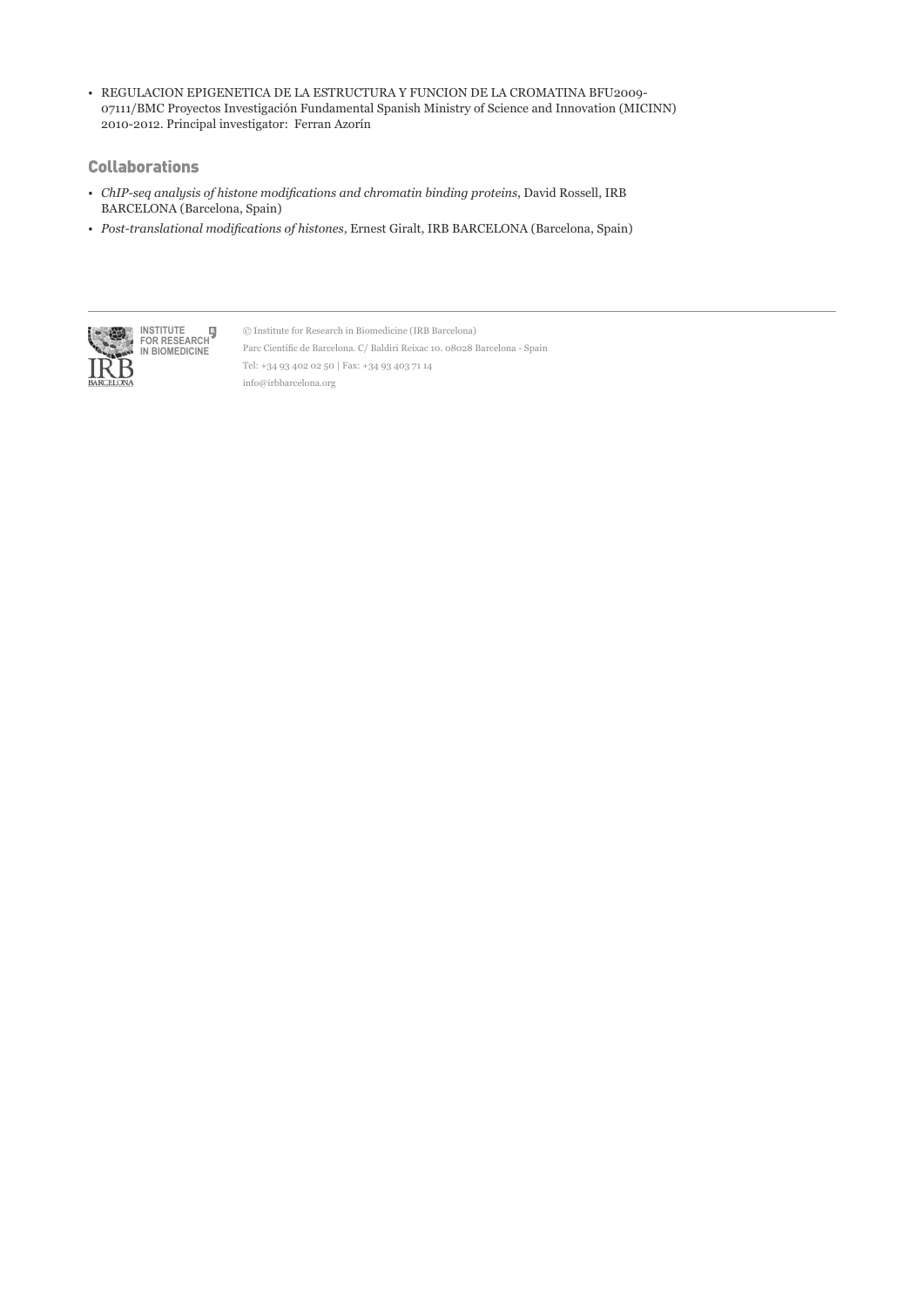- REGULACION EPIGENETICA DE LA ESTRUCTURA Y FUNCION DE LA CROMATINA BFU2009-07111/BMC Proyectos Investigación Fundamental Spanish Ministry of Science and Innovation (MICINN) 2010-2012. Principal investigator: Ferran Azorín

## Collaborations

- *ChIP-seq analysis of histone modifications and chromatin binding proteins*, David Rossell, IRB BARCELONA (Barcelona, Spain)
- *Post-translational modifications of histones*, Ernest Giralt, IRB BARCELONA (Barcelona, Spain)

---

INSTITUTE FOR RESEARCH IN BIOMEDICINE

IRB BARCELONA

© Institute for Research in Biomedicine (IRB Barcelona)

Parc Científic de Barcelona. C/ Baldiri Reixac 10. 08028 Barcelona - Spain

Tel: +34 93 402 02 50 | Fax: +34 93 403 71 14

info@irbbarcelona.org